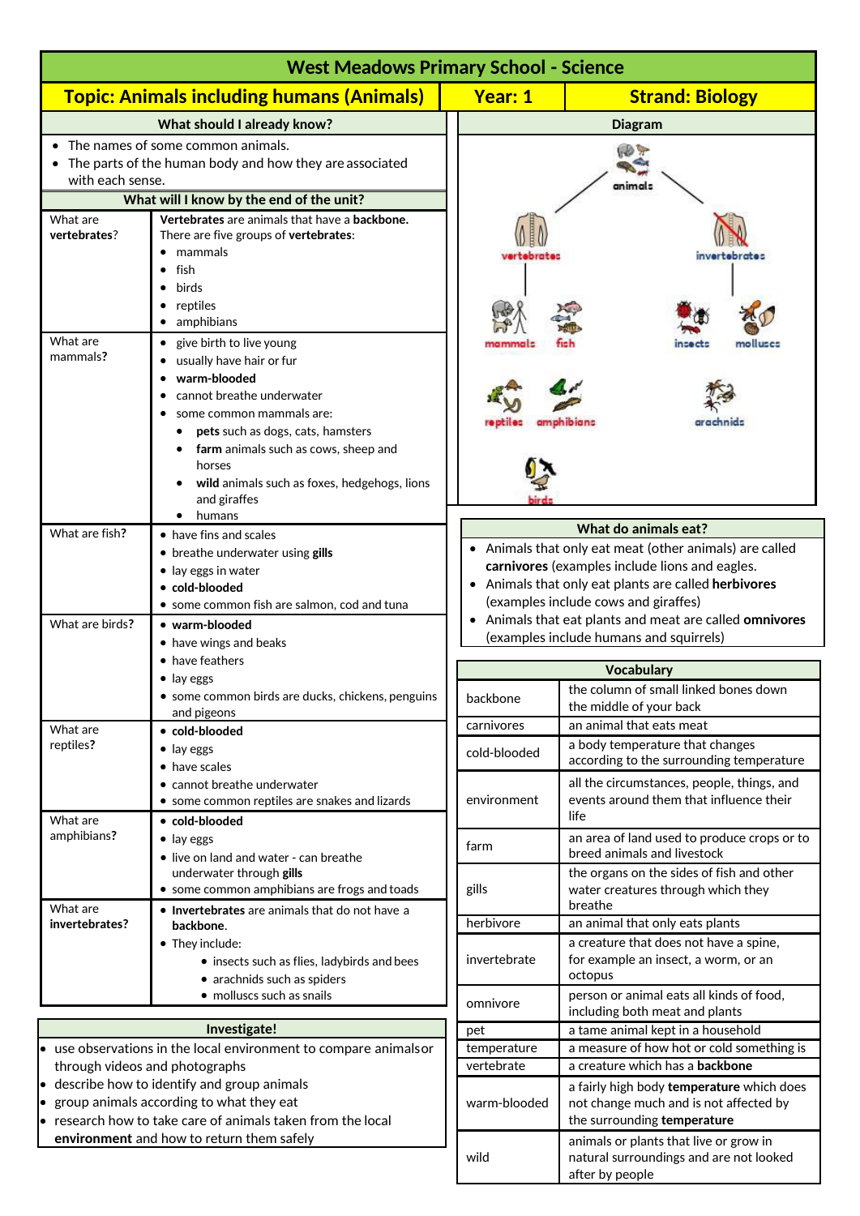# West Meadows Primary School - Science

| Topic: Animals including humans (Animals) | Year: 1 | Strand: Biology |
|---|---|---|

## What should I already know?

- The names of some common animals.
- The parts of the human body and how they are associated with each sense.

## What will I know by the end of the unit?

| | |
|---|---|
| What are **vertebrates**? | **Vertebrates** are animals that have a **backbone.** There are five groups of **vertebrates**: <br>• mammals <br>• fish <br>• birds <br>• reptiles <br>• amphibians |
| What are mammals**?** | • give birth to live young <br>• usually have hair or fur <br>• **warm-blooded** <br>• cannot breathe underwater <br>• some common mammals are: <br>&nbsp;&nbsp;• **pets** such as dogs, cats, hamsters <br>&nbsp;&nbsp;• **farm** animals such as cows, sheep and horses <br>&nbsp;&nbsp;• **wild** animals such as foxes, hedgehogs, lions and giraffes <br>&nbsp;&nbsp;• humans |
| What are fish? | • have fins and scales <br>• breathe underwater using **gills** <br>• lay eggs in water <br>• **cold-blooded** <br>• some common fish are salmon, cod and tuna |
| What are birds? | • **warm-blooded** <br>• have wings and beaks <br>• have feathers <br>• lay eggs <br>• some common birds are ducks, chickens, penguins and pigeons |
| What are reptiles**?** | • **cold-blooded** <br>• lay eggs <br>• have scales <br>• cannot breathe underwater <br>• some common reptiles are snakes and lizards |
| What are amphibians**?** | • **cold-blooded** <br>• lay eggs <br>• live on land and water - can breathe underwater through **gills** <br>• some common amphibians are frogs and toads |
| What are **invertebrates?** | • **Invertebrates** are animals that do not have a **backbone**. <br>• They include: <br>&nbsp;&nbsp;• insects such as flies, ladybirds and bees <br>&nbsp;&nbsp;• arachnids such as spiders <br>&nbsp;&nbsp;• molluscs such as snails |

## Investigate!

- use observations in the local environment to compare animals or through videos and photographs
- describe how to identify and group animals
- group animals according to what they eat
- research how to take care of animals taken from the local **environment** and how to return them safely

## Diagram

animals
- vertebrates: mammals, fish, reptiles, amphibians, birds
- invertebrates: insects, molluscs, arachnids

## What do animals eat?

- Animals that only eat meat (other animals) are called **carnivores** (examples include lions and eagles.
- Animals that only eat plants are called **herbivores** (examples include cows and giraffes)
- Animals that eat plants and meat are called **omnivores** (examples include humans and squirrels)

## Vocabulary

| | |
|---|---|
| backbone | the column of small linked bones down the middle of your back |
| carnivores | an animal that eats meat |
| cold-blooded | a body temperature that changes according to the surrounding temperature |
| environment | all the circumstances, people, things, and events around them that influence their life |
| farm | an area of land used to produce crops or to breed animals and livestock |
| gills | the organs on the sides of fish and other water creatures through which they breathe |
| herbivore | an animal that only eats plants |
| invertebrate | a creature that does not have a spine, for example an insect, a worm, or an octopus |
| omnivore | person or animal eats all kinds of food, including both meat and plants |
| pet | a tame animal kept in a household |
| temperature | a measure of how hot or cold something is |
| vertebrate | a creature which has a **backbone** |
| warm-blooded | a fairly high body **temperature** which does not change much and is not affected by the surrounding **temperature** |
| wild | animals or plants that live or grow in natural surroundings and are not looked after by people |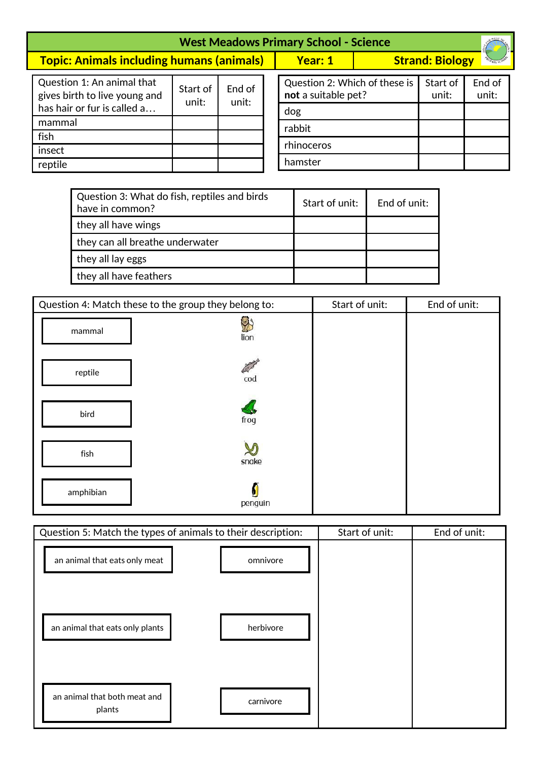# West Meadows Primary School - Science

**Topic: Animals including humans (animals)** | **Year: 1** | **Strand: Biology**

| Question 1: An animal that gives birth to live young and has hair or fur is called a… | Start of unit: | End of unit: |
|---|---|---|
| mammal | | |
| fish | | |
| insect | | |
| reptile | | |

| Question 2: Which of these is **not** a suitable pet? | Start of unit: | End of unit: |
|---|---|---|
| dog | | |
| rabbit | | |
| rhinoceros | | |
| hamster | | |

| Question 3: What do fish, reptiles and birds have in common? | Start of unit: | End of unit: |
|---|---|---|
| they all have wings | | |
| they can all breathe underwater | | |
| they all lay eggs | | |
| they all have feathers | | |

| Question 4: Match these to the group they belong to: | | Start of unit: | End of unit: |
|---|---|---|---|
| mammal | lion | | |
| reptile | cod | | |
| bird | frog | | |
| fish | snake | | |
| amphibian | penguin | | |

| Question 5: Match the types of animals to their description: | | Start of unit: | End of unit: |
|---|---|---|---|
| an animal that eats only meat | omnivore | | |
| an animal that eats only plants | herbivore | | |
| an animal that both meat and plants | carnivore | | |